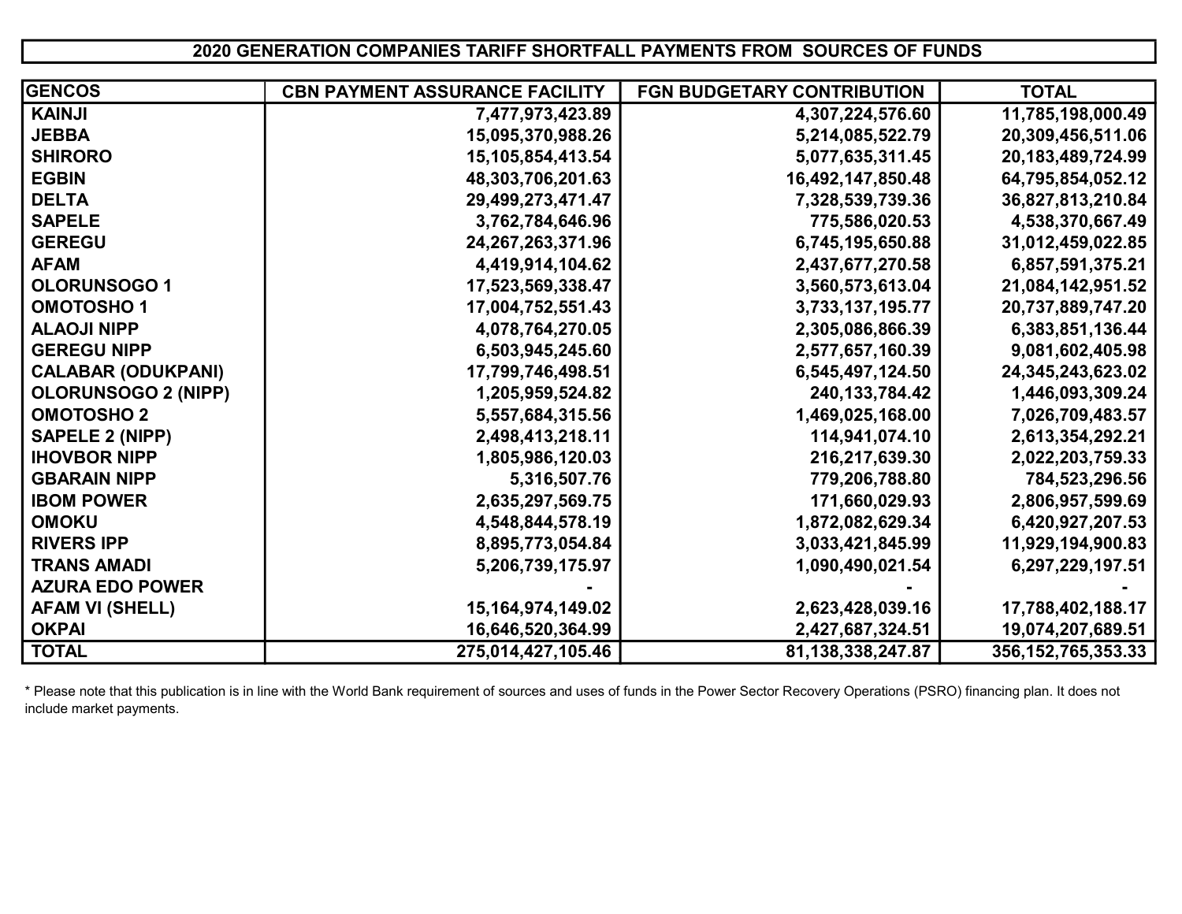# 2020 GENERATION COMPANIES TARIFF SHORTFALL PAYMENTS FROM SOURCES OF FUNDS

| GENCOS | CBN PAYMENT ASSURANCE FACILITY | FGN BUDGETARY CONTRIBUTION | TOTAL |
|---|---|---|---|
| KAINJI | 7,477,973,423.89 | 4,307,224,576.60 | 11,785,198,000.49 |
| JEBBA | 15,095,370,988.26 | 5,214,085,522.79 | 20,309,456,511.06 |
| SHIRORO | 15,105,854,413.54 | 5,077,635,311.45 | 20,183,489,724.99 |
| EGBIN | 48,303,706,201.63 | 16,492,147,850.48 | 64,795,854,052.12 |
| DELTA | 29,499,273,471.47 | 7,328,539,739.36 | 36,827,813,210.84 |
| SAPELE | 3,762,784,646.96 | 775,586,020.53 | 4,538,370,667.49 |
| GEREGU | 24,267,263,371.96 | 6,745,195,650.88 | 31,012,459,022.85 |
| AFAM | 4,419,914,104.62 | 2,437,677,270.58 | 6,857,591,375.21 |
| OLORUNSOGO 1 | 17,523,569,338.47 | 3,560,573,613.04 | 21,084,142,951.52 |
| OMOTOSHO 1 | 17,004,752,551.43 | 3,733,137,195.77 | 20,737,889,747.20 |
| ALAOJI NIPP | 4,078,764,270.05 | 2,305,086,866.39 | 6,383,851,136.44 |
| GEREGU NIPP | 6,503,945,245.60 | 2,577,657,160.39 | 9,081,602,405.98 |
| CALABAR (ODUKPANI) | 17,799,746,498.51 | 6,545,497,124.50 | 24,345,243,623.02 |
| OLORUNSOGO 2 (NIPP) | 1,205,959,524.82 | 240,133,784.42 | 1,446,093,309.24 |
| OMOTOSHO 2 | 5,557,684,315.56 | 1,469,025,168.00 | 7,026,709,483.57 |
| SAPELE 2 (NIPP) | 2,498,413,218.11 | 114,941,074.10 | 2,613,354,292.21 |
| IHOVBOR NIPP | 1,805,986,120.03 | 216,217,639.30 | 2,022,203,759.33 |
| GBARAIN NIPP | 5,316,507.76 | 779,206,788.80 | 784,523,296.56 |
| IBOM POWER | 2,635,297,569.75 | 171,660,029.93 | 2,806,957,599.69 |
| OMOKU | 4,548,844,578.19 | 1,872,082,629.34 | 6,420,927,207.53 |
| RIVERS IPP | 8,895,773,054.84 | 3,033,421,845.99 | 11,929,194,900.83 |
| TRANS AMADI | 5,206,739,175.97 | 1,090,490,021.54 | 6,297,229,197.51 |
| AZURA EDO POWER | - | - | - |
| AFAM VI (SHELL) | 15,164,974,149.02 | 2,623,428,039.16 | 17,788,402,188.17 |
| OKPAI | 16,646,520,364.99 | 2,427,687,324.51 | 19,074,207,689.51 |
| TOTAL | 275,014,427,105.46 | 81,138,338,247.87 | 356,152,765,353.33 |

* Please note that this publication is in line with the World Bank requirement of sources and uses of funds in the Power Sector Recovery Operations (PSRO) financing plan. It does not include market payments.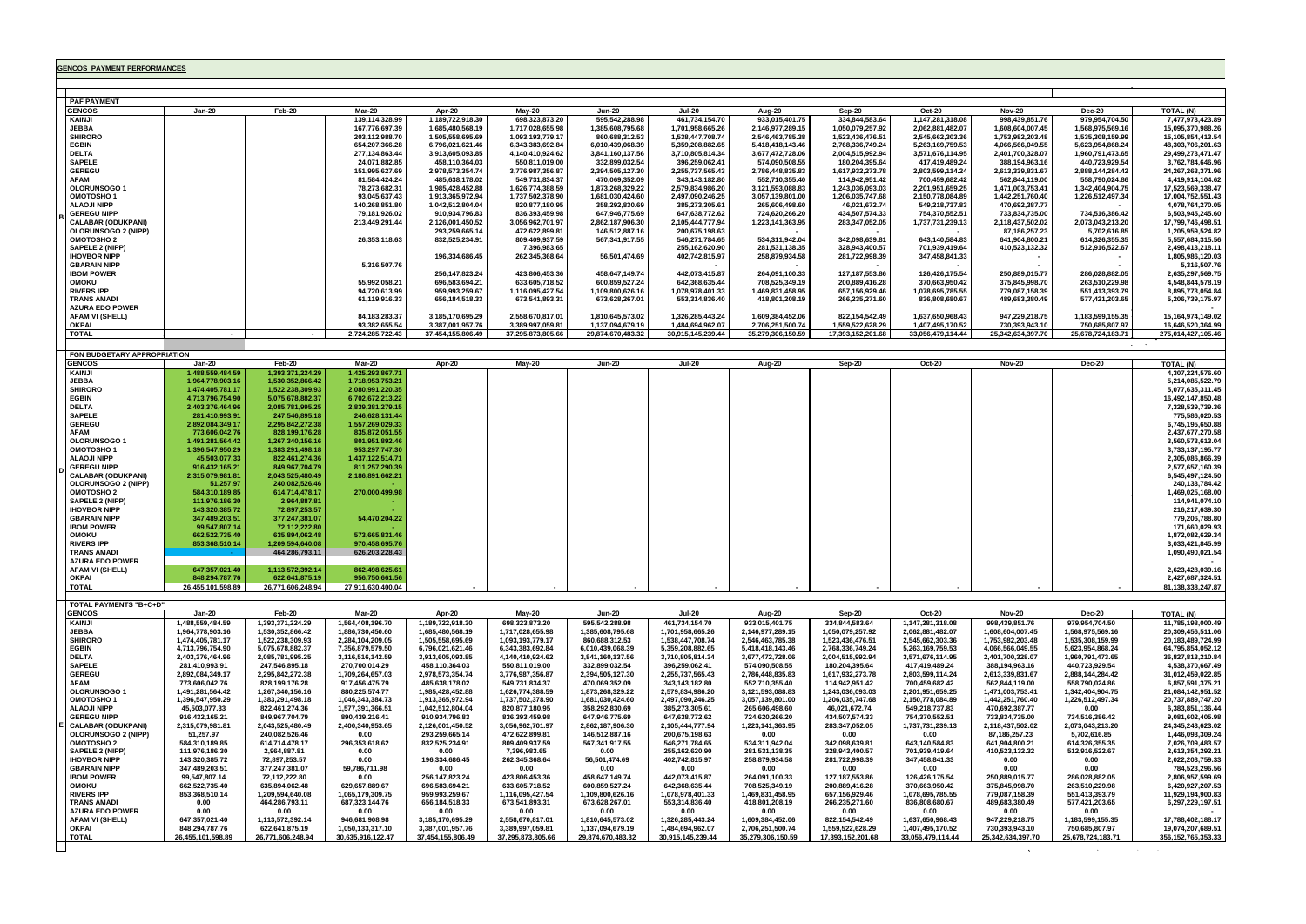# GENCOS PAYMENT PERFORMANCES

## PAF PAYMENT (B)

| GENCOS | Jan-20 | Feb-20 | Mar-20 | Apr-20 | May-20 | Jun-20 | Jul-20 | Aug-20 | Sep-20 | Oct-20 | Nov-20 | Dec-20 | TOTAL (N) |
|---|---|---|---|---|---|---|---|---|---|---|---|---|---|
| KAINJI | | | 139,114,328.99 | 1,189,722,918.30 | 698,323,873.20 | 595,542,288.98 | 461,734,154.70 | 933,015,401.75 | 334,844,583.64 | 1,147,281,318.08 | 998,439,851.76 | 979,954,704.50 | 7,477,973,423.89 |
| JEBBA | | | 167,776,697.39 | 1,685,480,568.19 | 1,717,028,655.98 | 1,385,608,795.68 | 1,701,958,665.26 | 2,146,977,289.15 | 1,050,079,257.92 | 2,062,881,482.07 | 1,608,604,007.45 | 1,568,975,569.16 | 15,095,370,988.26 |
| SHIRORO | | | 203,112,988.70 | 1,505,558,695.69 | 1,093,193,779.17 | 860,688,312.53 | 1,538,447,708.74 | 2,546,463,785.38 | 1,523,436,476.51 | 2,545,662,303.36 | 1,753,982,203.48 | 1,535,308,159.99 | 15,105,854,413.54 |
| EGBIN | | | 654,207,366.28 | 6,796,021,621.46 | 6,343,383,692.84 | 6,010,439,068.39 | 5,359,208,882.65 | 5,418,418,143.46 | 2,768,336,749.24 | 5,263,169,759.53 | 4,066,566,049.55 | 5,623,954,868.24 | 48,303,706,201.63 |
| DELTA | | | 277,134,863.44 | 3,913,605,093.85 | 4,140,410,924.62 | 3,841,160,137.56 | 3,710,805,814.34 | 3,677,472,728.06 | 2,004,515,992.94 | 3,571,676,114.95 | 2,401,700,328.07 | 1,960,791,473.65 | 29,499,273,471.47 |
| SAPELE | | | 24,071,882.85 | 458,110,364.03 | 550,811,019.00 | 332,899,032.54 | 396,259,062.41 | 574,090,508.55 | 180,204,395.64 | 417,419,489.24 | 388,194,963.16 | 440,723,929.54 | 3,762,784,646.96 |
| GEREGU | | | 151,995,627.69 | 2,978,573,354.74 | 3,776,987,356.87 | 2,394,505,127.30 | 2,255,737,565.43 | 2,786,448,835.83 | 1,617,932,273.78 | 2,803,599,114.24 | 2,613,339,831.67 | 2,888,144,284.42 | 24,267,263,371.96 |
| AFAM | | | 81,584,424.24 | 485,638,178.02 | 549,731,834.37 | 470,069,352.09 | 343,143,182.80 | 552,710,355.40 | 114,942,951.42 | 700,459,682.42 | 562,844,119.00 | 558,790,024.86 | 4,419,914,104.62 |
| OLORUNSOGO 1 | | | 78,273,682.31 | 1,985,428,452.88 | 1,626,774,388.59 | 1,873,268,329.22 | 2,579,834,986.20 | 3,121,593,088.83 | 1,243,036,093.03 | 2,201,951,659.25 | 1,471,003,753.41 | 1,342,404,904.75 | 17,523,569,338.47 |
| OMOTOSHO 1 | | | 93,045,637.43 | 1,913,365,972.94 | 1,737,502,378.90 | 1,681,030,424.60 | 2,497,090,246.25 | 3,057,139,801.00 | 1,206,035,747.68 | 2,150,778,084.89 | 1,442,251,760.40 | 1,226,512,497.34 | 17,004,752,551.43 |
| ALAOJI NIPP | | | 140,268,851.80 | 1,042,512,804.04 | 820,877,180.95 | 358,292,830.69 | 385,273,305.61 | 265,606,498.60 | 46,021,672.74 | 549,218,737.83 | 470,692,387.77 | - | 4,078,764,270.05 |
| GEREGU NIPP | | | 79,181,926.02 | 910,934,796.83 | 836,393,459.98 | 647,946,775.69 | 647,638,772.62 | 724,620,266.20 | 434,507,574.33 | 754,370,552.51 | 733,834,735.00 | 734,516,386.42 | 6,503,945,245.60 |
| CALABAR (ODUKPANI) | | | 213,449,291.44 | 2,126,001,450.52 | 3,056,962,701.97 | 2,862,187,906.30 | 2,105,444,777.94 | 1,223,141,363.95 | 283,347,052.05 | 1,737,731,239.13 | 2,118,437,502.02 | 2,073,043,213.20 | 17,799,746,498.51 |
| OLORUNSOGO 2 (NIPP) | | | | 293,259,665.14 | 472,622,899.81 | 146,512,887.16 | 200,675,198.63 | - | - | - | 87,186,257.23 | 5,702,616.85 | 1,205,959,524.82 |
| OMOTOSHO 2 | | | 26,353,118.63 | 832,525,234.91 | 809,409,937.59 | 567,341,917.55 | 546,271,784.65 | 534,311,942.04 | 342,098,639.81 | 643,140,584.83 | 641,904,800.21 | 614,326,355.35 | 5,557,684,315.56 |
| SAPELE 2 (NIPP) | | | | | 7,396,983.65 | | 255,162,620.90 | 281,531,138.35 | 328,943,400.57 | 701,939,419.64 | 410,523,132.32 | 512,916,522.67 | 2,498,413,218.11 |
| IHOVBOR NIPP | | | | 196,334,686.45 | 262,345,368.64 | 56,501,474.69 | 402,742,815.97 | 258,879,934.58 | 281,722,998.39 | 347,458,841.33 | - | - | 1,805,986,120.03 |
| GBARAIN NIPP | | | 5,316,507.76 | | | | | | | | | | 5,316,507.76 |
| IBOM POWER | | | | 256,147,823.24 | 423,806,453.36 | 458,647,149.74 | 442,073,415.87 | 264,091,100.33 | 127,187,553.86 | 126,426,175.54 | 250,889,015.77 | 286,028,882.05 | 2,635,297,569.75 |
| OMOKU | | | 55,992,058.21 | 696,583,694.21 | 633,605,718.52 | 600,859,527.24 | 642,368,635.44 | 708,525,349.19 | 200,889,416.28 | 370,663,950.42 | 375,845,998.70 | 263,510,229.98 | 4,548,844,578.19 |
| RIVERS IPP | | | 94,720,613.99 | 959,993,259.67 | 1,116,095,427.54 | 1,109,800,626.16 | 1,078,978,401.33 | 1,469,831,458.95 | 657,156,929.46 | 1,078,695,785.55 | 779,087,158.39 | 551,413,393.79 | 8,895,773,054.84 |
| TRANS AMADI | | | 61,119,916.33 | 656,184,518.33 | 673,541,893.31 | 673,628,267.01 | 553,314,836.40 | 418,801,208.19 | 266,235,271.60 | 836,808,680.67 | 489,683,380.49 | 577,421,203.65 | 5,206,739,175.97 |
| AZURA EDO POWER | | | | | | | | | | | | | |
| AFAM VI (SHELL) | | | 84,183,283.37 | 3,185,170,695.29 | 2,558,670,817.01 | 1,810,645,573.02 | 1,326,285,443.24 | 1,609,384,452.06 | 822,154,542.49 | 1,637,650,968.43 | 947,229,218.75 | 1,183,599,155.35 | 15,164,974,149.02 |
| OKPAI | | | 93,382,655.54 | 3,387,001,957.76 | 3,389,997,059.81 | 1,137,094,679.19 | 1,484,694,962.07 | 2,706,251,500.74 | 1,559,522,628.29 | 1,407,495,170.52 | 730,393,943.10 | 750,685,807.97 | 16,646,520,364.99 |
| TOTAL | - | - | 2,724,285,722.43 | 37,454,155,806.49 | 37,295,873,805.66 | 29,874,670,483.32 | 30,915,145,239.44 | 35,279,306,150.59 | 17,393,152,201.68 | 33,056,479,114.44 | 25,342,634,397.70 | 25,678,724,183.71 | 275,014,427,105.46 |

## FGN BUDGETARY APPROPRIATION (D)

| GENCOS | Jan-20 | Feb-20 | Mar-20 | Apr-20 | May-20 | Jun-20 | Jul-20 | Aug-20 | Sep-20 | Oct-20 | Nov-20 | Dec-20 | TOTAL (N) |
|---|---|---|---|---|---|---|---|---|---|---|---|---|---|
| KAINJI | 1,488,559,484.59 | 1,393,371,224.29 | 1,425,293,867.71 | | | | | | | | | | 4,307,224,576.60 |
| JEBBA | 1,964,778,903.16 | 1,530,352,866.42 | 1,718,953,753.21 | | | | | | | | | | 5,214,085,522.79 |
| SHIRORO | 1,474,405,781.17 | 1,522,238,309.93 | 2,080,991,220.35 | | | | | | | | | | 5,077,635,311.45 |
| EGBIN | 4,713,796,754.90 | 5,075,678,882.37 | 6,702,672,213.22 | | | | | | | | | | 16,492,147,850.48 |
| DELTA | 2,403,376,464.96 | 2,085,781,995.25 | 2,839,381,279.15 | | | | | | | | | | 7,328,539,739.36 |
| SAPELE | 281,410,993.91 | 247,546,895.18 | 246,628,131.44 | | | | | | | | | | 775,586,020.53 |
| GEREGU | 2,892,084,349.17 | 2,295,842,272.38 | 1,557,269,029.33 | | | | | | | | | | 6,745,195,650.88 |
| AFAM | 773,606,042.76 | 828,199,176.28 | 835,872,051.55 | | | | | | | | | | 2,437,677,270.58 |
| OLORUNSOGO 1 | 1,491,281,564.42 | 1,267,340,156.16 | 801,951,892.46 | | | | | | | | | | 3,560,573,613.04 |
| OMOTOSHO 1 | 1,396,547,950.29 | 1,383,291,498.18 | 953,297,747.30 | | | | | | | | | | 3,733,137,195.77 |
| ALAOJI NIPP | 45,503,077.33 | 822,461,274.36 | 1,437,122,514.71 | | | | | | | | | | 2,305,086,866.39 |
| GEREGU NIPP | 916,432,165.21 | 849,967,704.79 | 811,257,290.39 | | | | | | | | | | 2,577,657,160.39 |
| CALABAR (ODUKPANI) | 2,315,079,981.81 | 2,043,525,480.49 | 2,186,891,662.21 | | | | | | | | | | 6,545,497,124.50 |
| OLORUNSOGO 2 (NIPP) | 51,257.97 | 240,082,526.46 | - | | | | | | | | | | 240,133,784.42 |
| OMOTOSHO 2 | 584,310,189.85 | 614,714,478.17 | 270,000,499.98 | | | | | | | | | | 1,469,025,168.00 |
| SAPELE 2 (NIPP) | 111,976,186.30 | 2,964,887.81 | - | | | | | | | | | | 114,941,074.10 |
| IHOVBOR NIPP | 143,320,385.72 | 72,897,253.57 | - | | | | | | | | | | 216,217,639.30 |
| GBARAIN NIPP | 347,489,203.51 | 377,247,381.07 | 54,470,204.22 | | | | | | | | | | 779,206,788.80 |
| IBOM POWER | 99,547,807.14 | 72,112,222.80 | - | | | | | | | | | | 171,660,029.93 |
| OMOKU | 662,522,735.40 | 635,894,062.48 | 573,665,831.46 | | | | | | | | | | 1,872,082,629.34 |
| RIVERS IPP | 853,368,510.14 | 1,209,594,640.08 | 970,458,695.76 | | | | | | | | | | 3,033,421,845.99 |
| TRANS AMADI | - | 464,286,793.11 | 626,203,228.43 | | | | | | | | | | 1,090,490,021.54 |
| AZURA EDO POWER | | | | | | | | | | | | | - |
| AFAM VI (SHELL) | 647,357,021.40 | 1,113,572,392.14 | 862,498,625.61 | | | | | | | | | | 2,623,428,039.16 |
| OKPAI | 848,294,787.76 | 622,641,875.19 | 956,750,661.56 | | | | | | | | | | 2,427,687,324.51 |
| TOTAL | 26,455,101,598.89 | 26,771,606,248.94 | 27,911,630,400.04 | - | - | - | - | - | - | - | - | - | 81,138,338,247.87 |

## TOTAL PAYMENTS "B+C+D" (E)

| GENCOS | Jan-20 | Feb-20 | Mar-20 | Apr-20 | May-20 | Jun-20 | Jul-20 | Aug-20 | Sep-20 | Oct-20 | Nov-20 | Dec-20 | TOTAL (N) |
|---|---|---|---|---|---|---|---|---|---|---|---|---|---|
| KAINJI | 1,488,559,484.59 | 1,393,371,224.29 | 1,564,408,196.70 | 1,189,722,918.30 | 698,323,873.20 | 595,542,288.98 | 461,734,154.70 | 933,015,401.75 | 334,844,583.64 | 1,147,281,318.08 | 998,439,851.76 | 979,954,704.50 | 11,785,198,000.49 |
| JEBBA | 1,964,778,903.16 | 1,530,352,866.42 | 1,886,730,450.60 | 1,685,480,568.19 | 1,717,028,655.98 | 1,385,608,795.68 | 1,701,958,665.26 | 2,146,977,289.15 | 1,050,079,257.92 | 2,062,881,482.07 | 1,608,604,007.45 | 1,568,975,569.16 | 20,309,456,511.06 |
| SHIRORO | 1,474,405,781.17 | 1,522,238,309.93 | 2,284,104,209.05 | 1,505,558,695.69 | 1,093,193,779.17 | 860,688,312.53 | 1,538,447,708.74 | 2,546,463,785.38 | 1,523,436,476.51 | 2,545,662,303.36 | 1,753,982,203.48 | 1,535,308,159.99 | 20,183,489,724.99 |
| EGBIN | 4,713,796,754.90 | 5,075,678,882.37 | 7,356,879,579.50 | 6,796,021,621.46 | 6,343,383,692.84 | 6,010,439,068.39 | 5,359,208,882.65 | 5,418,418,143.46 | 2,768,336,749.24 | 5,263,169,759.53 | 4,066,566,049.55 | 5,623,954,868.24 | 64,795,854,052.12 |
| DELTA | 2,403,376,464.96 | 2,085,781,995.25 | 3,116,516,142.59 | 3,913,605,093.85 | 4,140,410,924.62 | 3,841,160,137.56 | 3,710,805,814.34 | 3,677,472,728.06 | 2,004,515,992.94 | 3,571,676,114.95 | 2,401,700,328.07 | 1,960,791,473.65 | 36,827,813,210.84 |
| SAPELE | 281,410,993.91 | 247,546,895.18 | 270,700,014.29 | 458,110,364.03 | 550,811,019.00 | 332,899,032.54 | 396,259,062.41 | 574,090,508.55 | 180,204,395.64 | 417,419,489.24 | 388,194,963.16 | 440,723,929.54 | 4,538,370,667.49 |
| GEREGU | 2,892,084,349.17 | 2,295,842,272.38 | 1,709,264,657.03 | 2,978,573,354.74 | 3,776,987,356.87 | 2,394,505,127.30 | 2,255,737,565.43 | 2,786,448,835.83 | 1,617,932,273.78 | 2,803,599,114.24 | 2,613,339,831.67 | 2,888,144,284.42 | 31,012,459,022.85 |
| AFAM | 773,606,042.76 | 828,199,176.28 | 917,456,475.79 | 485,638,178.02 | 549,731,834.37 | 470,069,352.09 | 343,143,182.80 | 552,710,355.40 | 114,942,951.42 | 700,459,682.42 | 562,844,119.00 | 558,790,024.86 | 6,857,591,375.21 |
| OLORUNSOGO 1 | 1,491,281,564.42 | 1,267,340,156.16 | 880,225,574.77 | 1,985,428,452.88 | 1,626,774,388.59 | 1,873,268,329.22 | 2,579,834,986.20 | 3,121,593,088.83 | 1,243,036,093.03 | 2,201,951,659.25 | 1,471,003,753.41 | 1,342,404,904.75 | 21,084,142,951.52 |
| OMOTOSHO 1 | 1,396,547,950.29 | 1,383,291,498.18 | 1,046,343,384.73 | 1,913,365,972.94 | 1,737,502,378.90 | 1,681,030,424.60 | 2,497,090,246.25 | 3,057,139,801.00 | 1,206,035,747.68 | 2,150,778,084.89 | 1,442,251,760.40 | 1,226,512,497.34 | 20,737,889,747.20 |
| ALAOJI NIPP | 45,503,077.33 | 822,461,274.36 | 1,577,391,366.51 | 1,042,512,804.04 | 820,877,180.95 | 358,292,830.69 | 385,273,305.61 | 265,606,498.60 | 46,021,672.74 | 549,218,737.83 | 470,692,387.77 | 0.00 | 6,383,851,136.44 |
| GEREGU NIPP | 916,432,165.21 | 849,967,704.79 | 890,439,216.41 | 910,934,796.83 | 836,393,459.98 | 647,946,775.69 | 647,638,772.62 | 724,620,266.20 | 434,507,574.33 | 754,370,552.51 | 733,834,735.00 | 734,516,386.42 | 9,081,602,405.98 |
| CALABAR (ODUKPANI) | 2,315,079,981.81 | 2,043,525,480.49 | 2,400,340,953.65 | 2,126,001,450.52 | 3,056,962,701.97 | 2,862,187,906.30 | 2,105,444,777.94 | 1,223,141,363.95 | 283,347,052.05 | 1,737,731,239.13 | 2,118,437,502.02 | 2,073,043,213.20 | 24,345,243,623.02 |
| OLORUNSOGO 2 (NIPP) | 51,257.97 | 240,082,526.46 | 0.00 | 293,259,665.14 | 472,622,899.81 | 146,512,887.16 | 200,675,198.63 | 0.00 | 0.00 | 0.00 | 87,186,257.23 | 5,702,616.85 | 1,446,093,309.24 |
| OMOTOSHO 2 | 584,310,189.85 | 614,714,478.17 | 296,353,618.62 | 832,525,234.91 | 809,409,937.59 | 567,341,917.55 | 546,271,784.65 | 534,311,942.04 | 342,098,639.81 | 643,140,584.83 | 641,904,800.21 | 614,326,355.35 | 7,026,709,483.57 |
| SAPELE 2 (NIPP) | 111,976,186.30 | 2,964,887.81 | 0.00 | 0.00 | 7,396,983.65 | 0.00 | 255,162,620.90 | 281,531,138.35 | 328,943,400.57 | 701,939,419.64 | 410,523,132.32 | 512,916,522.67 | 2,613,354,292.21 |
| IHOVBOR NIPP | 143,320,385.72 | 72,897,253.57 | 0.00 | 196,334,686.45 | 262,345,368.64 | 56,501,474.69 | 402,742,815.97 | 258,879,934.58 | 281,722,998.39 | 347,458,841.33 | 0.00 | 0.00 | 2,022,203,759.33 |
| GBARAIN NIPP | 347,489,203.51 | 377,247,381.07 | 59,786,711.98 | 0.00 | 0.00 | 0.00 | 0.00 | 0.00 | 0.00 | 0.00 | 0.00 | 0.00 | 784,523,296.56 |
| IBOM POWER | 99,547,807.14 | 72,112,222.80 | 0.00 | 256,147,823.24 | 423,806,453.36 | 458,647,149.74 | 442,073,415.87 | 264,091,100.33 | 127,187,553.86 | 126,426,175.54 | 250,889,015.77 | 286,028,882.05 | 2,806,957,599.69 |
| OMOKU | 662,522,735.40 | 635,894,062.48 | 629,657,889.67 | 696,583,694.21 | 633,605,718.52 | 600,859,527.24 | 642,368,635.44 | 708,525,349.19 | 200,889,416.28 | 370,663,950.42 | 375,845,998.70 | 263,510,229.98 | 6,420,927,207.53 |
| RIVERS IPP | 853,368,510.14 | 1,209,594,640.08 | 1,065,179,309.75 | 959,993,259.67 | 1,116,095,427.54 | 1,109,800,626.16 | 1,078,978,401.33 | 1,469,831,458.95 | 657,156,929.46 | 1,078,695,785.55 | 779,087,158.39 | 551,413,393.79 | 11,929,194,900.83 |
| TRANS AMADI | 0.00 | 464,286,793.11 | 687,323,144.76 | 656,184,518.33 | 673,541,893.31 | 673,628,267.01 | 553,314,836.40 | 418,801,208.19 | 266,235,271.60 | 836,808,680.67 | 489,683,380.49 | 577,421,203.65 | 6,297,229,197.51 |
| AZURA EDO POWER | 0.00 | 0.00 | 0.00 | 0.00 | 0.00 | 0.00 | 0.00 | 0.00 | 0.00 | 0.00 | 0.00 | 0.00 | - |
| AFAM VI (SHELL) | 647,357,021.40 | 1,113,572,392.14 | 946,681,908.98 | 3,185,170,695.29 | 2,558,670,817.01 | 1,810,645,573.02 | 1,326,285,443.24 | 1,609,384,452.06 | 822,154,542.49 | 1,637,650,968.43 | 947,229,218.75 | 1,183,599,155.35 | 17,788,402,188.17 |
| OKPAI | 848,294,787.76 | 622,641,875.19 | 1,050,133,317.10 | 3,387,001,957.76 | 3,389,997,059.81 | 1,137,094,679.19 | 1,484,694,962.07 | 2,706,251,500.74 | 1,559,522,628.29 | 1,407,495,170.52 | 730,393,943.10 | 750,685,807.97 | 19,074,207,689.51 |
| TOTAL | 26,455,101,598.89 | 26,771,606,248.94 | 30,635,916,122.47 | 37,454,155,806.49 | 37,295,873,805.66 | 29,874,670,483.32 | 30,915,145,239.44 | 35,279,306,150.59 | 17,393,152,201.68 | 33,056,479,114.44 | 25,342,634,397.70 | 25,678,724,183.71 | 356,152,765,353.33 |